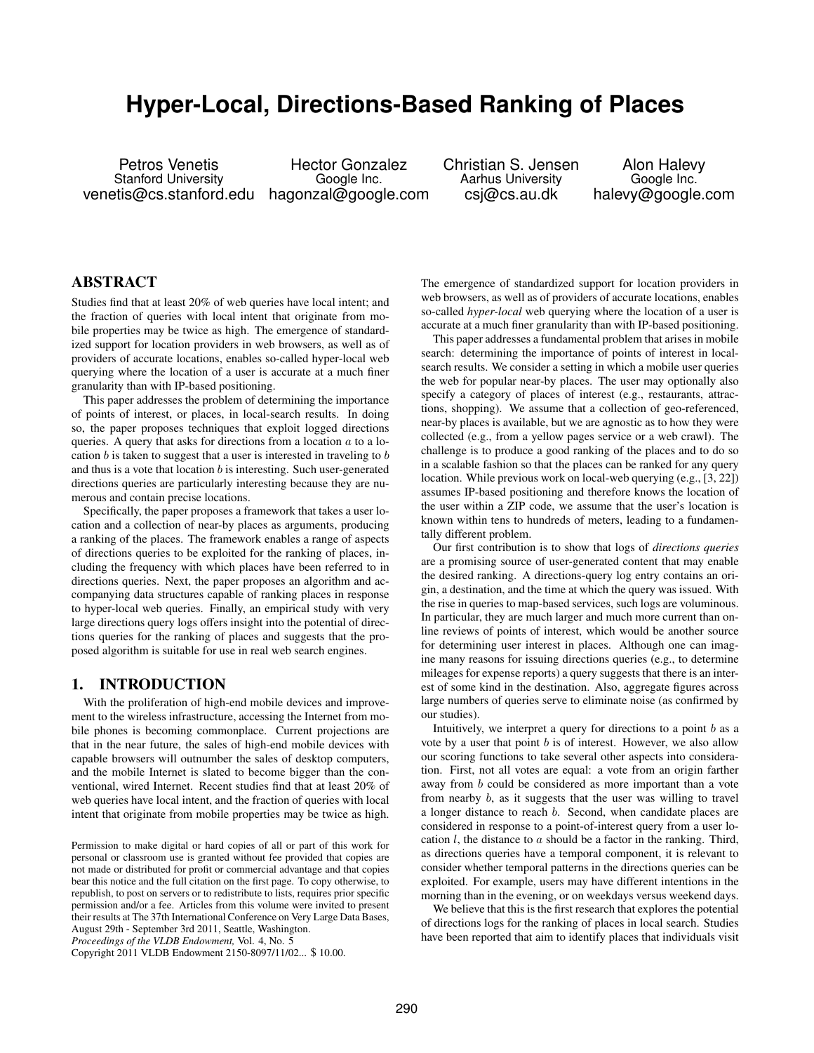# Hyper-Local, Directions-Based Ranking of Places

Petros Venetis
Stanford University
venetis@cs.stanford.edu

Hector Gonzalez
Google Inc.
hagonzal@google.com

Christian S. Jensen
Aarhus University
csj@cs.au.dk

Alon Halevy
Google Inc.
halevy@google.com

## ABSTRACT

Studies find that at least 20% of web queries have local intent; and the fraction of queries with local intent that originate from mobile properties may be twice as high. The emergence of standardized support for location providers in web browsers, as well as of providers of accurate locations, enables so-called hyper-local web querying where the location of a user is accurate at a much finer granularity than with IP-based positioning.

This paper addresses the problem of determining the importance of points of interest, or places, in local-search results. In doing so, the paper proposes techniques that exploit logged directions queries. A query that asks for directions from a location $a$ to a location $b$ is taken to suggest that a user is interested in traveling to $b$ and thus is a vote that location $b$ is interesting. Such user-generated directions queries are particularly interesting because they are numerous and contain precise locations.

Specifically, the paper proposes a framework that takes a user location and a collection of near-by places as arguments, producing a ranking of the places. The framework enables a range of aspects of directions queries to be exploited for the ranking of places, including the frequency with which places have been referred to in directions queries. Next, the paper proposes an algorithm and accompanying data structures capable of ranking places in response to hyper-local web queries. Finally, an empirical study with very large directions query logs offers insight into the potential of directions queries for the ranking of places and suggests that the proposed algorithm is suitable for use in real web search engines.

## 1. INTRODUCTION

With the proliferation of high-end mobile devices and improvement to the wireless infrastructure, accessing the Internet from mobile phones is becoming commonplace. Current projections are that in the near future, the sales of high-end mobile devices with capable browsers will outnumber the sales of desktop computers, and the mobile Internet is slated to become bigger than the conventional, wired Internet. Recent studies find that at least 20% of web queries have local intent, and the fraction of queries with local intent that originate from mobile properties may be twice as high. The emergence of standardized support for location providers in web browsers, as well as of providers of accurate locations, enables so-called *hyper-local* web querying where the location of a user is accurate at a much finer granularity than with IP-based positioning.

This paper addresses a fundamental problem that arises in mobile search: determining the importance of points of interest in local-search results. We consider a setting in which a mobile user queries the web for popular near-by places. The user may optionally also specify a category of places of interest (e.g., restaurants, attractions, shopping). We assume that a collection of geo-referenced, near-by places is available, but we are agnostic as to how they were collected (e.g., from a yellow pages service or a web crawl). The challenge is to produce a good ranking of the places and to do so in a scalable fashion so that the places can be ranked for any query location. While previous work on local-web querying (e.g., [3, 22]) assumes IP-based positioning and therefore knows the location of the user within a ZIP code, we assume that the user's location is known within tens to hundreds of meters, leading to a fundamentally different problem.

Our first contribution is to show that logs of *directions queries* are a promising source of user-generated content that may enable the desired ranking. A directions-query log entry contains an origin, a destination, and the time at which the query was issued. With the rise in queries to map-based services, such logs are voluminous. In particular, they are much larger and much more current than online reviews of points of interest, which would be another source for determining user interest in places. Although one can imagine many reasons for issuing directions queries (e.g., to determine mileages for expense reports) a query suggests that there is an interest of some kind in the destination. Also, aggregate figures across large numbers of queries serve to eliminate noise (as confirmed by our studies).

Intuitively, we interpret a query for directions to a point $b$ as a vote by a user that point $b$ is of interest. However, we also allow our scoring functions to take several other aspects into consideration. First, not all votes are equal: a vote from an origin farther away from $b$ could be considered as more important than a vote from nearby $b$, as it suggests that the user was willing to travel a longer distance to reach $b$. Second, when candidate places are considered in response to a point-of-interest query from a user location $l$, the distance to $a$ should be a factor in the ranking. Third, as directions queries have a temporal component, it is relevant to consider whether temporal patterns in the directions queries can be exploited. For example, users may have different intentions in the morning than in the evening, or on weekdays versus weekend days.

We believe that this is the first research that explores the potential of directions logs for the ranking of places in local search. Studies have been reported that aim to identify places that individuals visit

Permission to make digital or hard copies of all or part of this work for personal or classroom use is granted without fee provided that copies are not made or distributed for profit or commercial advantage and that copies bear this notice and the full citation on the first page. To copy otherwise, to republish, to post on servers or to redistribute to lists, requires prior specific permission and/or a fee. Articles from this volume were invited to present their results at The 37th International Conference on Very Large Data Bases, August 29th - September 3rd 2011, Seattle, Washington.
*Proceedings of the VLDB Endowment,* Vol. 4, No. 5
Copyright 2011 VLDB Endowment 2150-8097/11/02... $ 10.00.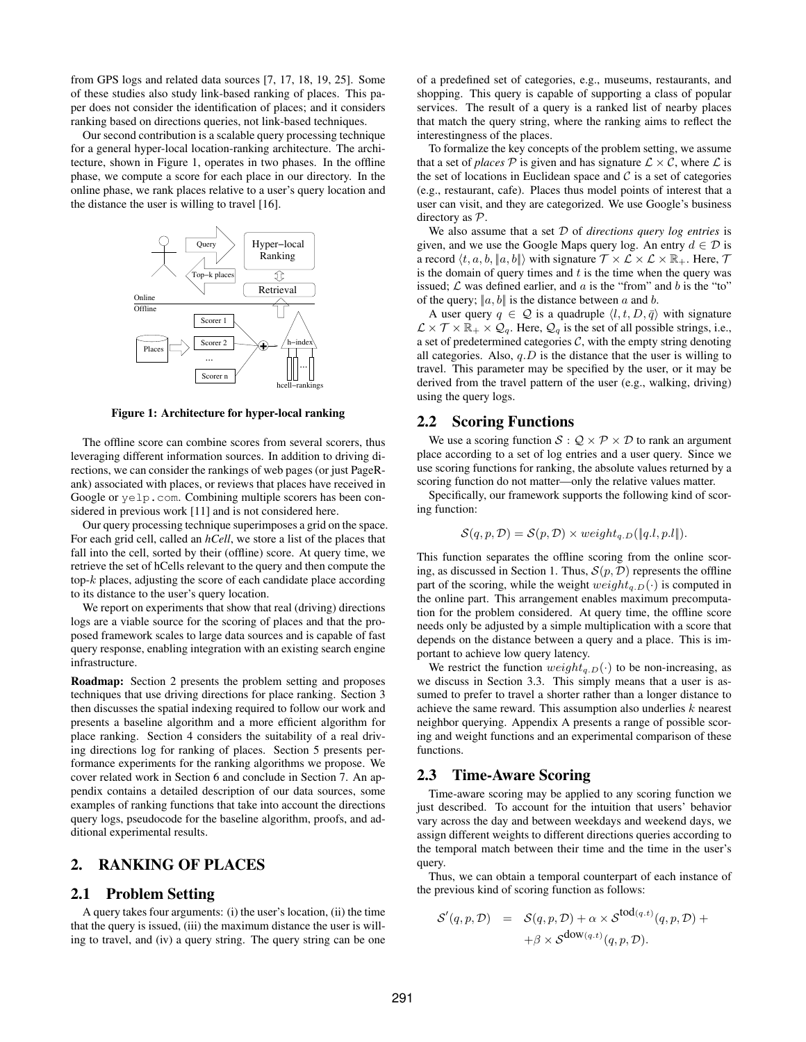from GPS logs and related data sources [7, 17, 18, 19, 25]. Some of these studies also study link-based ranking of places. This paper does not consider the identification of places; and it considers ranking based on directions queries, not link-based techniques.

Our second contribution is a scalable query processing technique for a general hyper-local location-ranking architecture. The architecture, shown in Figure 1, operates in two phases. In the offline phase, we compute a score for each place in our directory. In the online phase, we rank places relative to a user's query location and the distance the user is willing to travel [16].

**Figure 1: Architecture for hyper-local ranking**

The offline score can combine scores from several scorers, thus leveraging different information sources. In addition to driving directions, we can consider the rankings of web pages (or just PageRank) associated with places, or reviews that places have received in Google or yelp.com. Combining multiple scorers has been considered in previous work [11] and is not considered here.

Our query processing technique superimposes a grid on the space. For each grid cell, called an *hCell*, we store a list of the places that fall into the cell, sorted by their (offline) score. At query time, we retrieve the set of hCells relevant to the query and then compute the top-$k$ places, adjusting the score of each candidate place according to its distance to the user's query location.

We report on experiments that show that real (driving) directions logs are a viable source for the scoring of places and that the proposed framework scales to large data sources and is capable of fast query response, enabling integration with an existing search engine infrastructure.

**Roadmap:** Section 2 presents the problem setting and proposes techniques that use driving directions for place ranking. Section 3 then discusses the spatial indexing required to follow our work and presents a baseline algorithm and a more efficient algorithm for place ranking. Section 4 considers the suitability of a real driving directions log for ranking of places. Section 5 presents performance experiments for the ranking algorithms we propose. We cover related work in Section 6 and conclude in Section 7. An appendix contains a detailed description of our data sources, some examples of ranking functions that take into account the directions query logs, pseudocode for the baseline algorithm, proofs, and additional experimental results.

## 2. RANKING OF PLACES

### 2.1 Problem Setting

A query takes four arguments: (i) the user's location, (ii) the time that the query is issued, (iii) the maximum distance the user is willing to travel, and (iv) a query string. The query string can be one of a predefined set of categories, e.g., museums, restaurants, and shopping. This query is capable of supporting a class of popular services. The result of a query is a ranked list of nearby places that match the query string, where the ranking aims to reflect the interestingness of the places.

To formalize the key concepts of the problem setting, we assume that a set of *places* $\mathcal{P}$ is given and has signature $\mathcal{L} \times \mathcal{C}$, where $\mathcal{L}$ is the set of locations in Euclidean space and $\mathcal{C}$ is a set of categories (e.g., restaurant, cafe). Places thus model points of interest that a user can visit, and they are categorized. We use Google's business directory as $\mathcal{P}$.

We also assume that a set $\mathcal{D}$ of *directions query log entries* is given, and we use the Google Maps query log. An entry $d \in \mathcal{D}$ is a record $\langle t, a, b, \|a, b\| \rangle$ with signature $\mathcal{T} \times \mathcal{L} \times \mathcal{L} \times \mathbb{R}_+$. Here, $\mathcal{T}$ is the domain of query times and $t$ is the time when the query was issued; $\mathcal{L}$ was defined earlier, and $a$ is the "from" and $b$ is the "to" of the query; $\|a, b\|$ is the distance between $a$ and $b$.

A user query $q \in \mathcal{Q}$ is a quadruple $\langle l, t, D, \bar{q} \rangle$ with signature $\mathcal{L} \times \mathcal{T} \times \mathbb{R}_+ \times \mathcal{Q}_q$. Here, $\mathcal{Q}_q$ is the set of all possible strings, i.e., a set of predetermined categories $\mathcal{C}$, with the empty string denoting all categories. Also, $q.D$ is the distance that the user is willing to travel. This parameter may be specified by the user, or it may be derived from the travel pattern of the user (e.g., walking, driving) using the query logs.

### 2.2 Scoring Functions

We use a scoring function $\mathcal{S} : \mathcal{Q} \times \mathcal{P} \times \mathcal{D}$ to rank an argument place according to a set of log entries and a user query. Since we use scoring functions for ranking, the absolute values returned by a scoring function do not matter—only the relative values matter.

Specifically, our framework supports the following kind of scoring function:

$$\mathcal{S}(q, p, \mathcal{D}) = \mathcal{S}(p, \mathcal{D}) \times weight_{q.D}(\|q.l, p.l\|).$$

This function separates the offline scoring from the online scoring, as discussed in Section 1. Thus, $\mathcal{S}(p, \mathcal{D})$ represents the offline part of the scoring, while the weight $weight_{q.D}(\cdot)$ is computed in the online part. This arrangement enables maximum precomputation for the problem considered. At query time, the offline score needs only be adjusted by a simple multiplication with a score that depends on the distance between a query and a place. This is important to achieve low query latency.

We restrict the function $weight_{q.D}(\cdot)$ to be non-increasing, as we discuss in Section 3.3. This simply means that a user is assumed to prefer to travel a shorter rather than a longer distance to achieve the same reward. This assumption also underlies $k$ nearest neighbor querying. Appendix A presents a range of possible scoring and weight functions and an experimental comparison of these functions.

### 2.3 Time-Aware Scoring

Time-aware scoring may be applied to any scoring function we just described. To account for the intuition that users' behavior vary across the day and between weekdays and weekend days, we assign different weights to different directions queries according to the temporal match between their time and the time in the user's query.

Thus, we can obtain a temporal counterpart of each instance of the previous kind of scoring function as follows:

$$\begin{aligned} \mathcal{S}'(q, p, \mathcal{D}) \quad &= \quad \mathcal{S}(q, p, \mathcal{D}) + \alpha \times \mathcal{S}^{\text{tod}(q.t)}(q, p, \mathcal{D}) + \\ &\quad + \beta \times \mathcal{S}^{\text{dow}(q.t)}(q, p, \mathcal{D}). \end{aligned}$$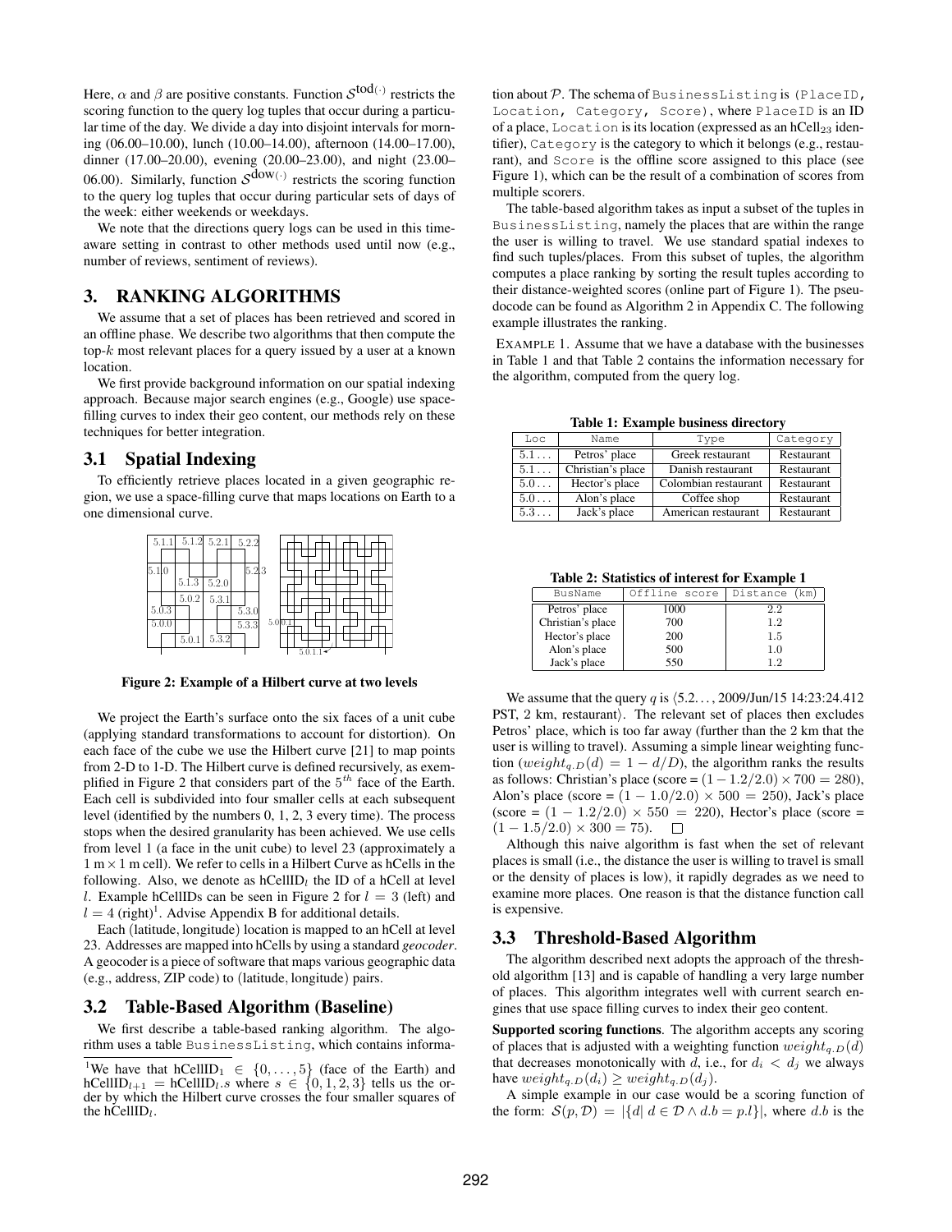Here, $\alpha$ and $\beta$ are positive constants. Function $\mathcal{S}^{\text{tod}(\cdot)}$ restricts the scoring function to the query log tuples that occur during a particular time of the day. We divide a day into disjoint intervals for morning (06.00–10.00), lunch (10.00–14.00), afternoon (14.00–17.00), dinner (17.00–20.00), evening (20.00–23.00), and night (23.00–06.00). Similarly, function $\mathcal{S}^{\text{dow}(\cdot)}$ restricts the scoring function to the query log tuples that occur during particular sets of days of the week: either weekends or weekdays.

We note that the directions query logs can be used in this time-aware setting in contrast to other methods used until now (e.g., number of reviews, sentiment of reviews).

## 3. RANKING ALGORITHMS

We assume that a set of places has been retrieved and scored in an offline phase. We describe two algorithms that then compute the top-$k$ most relevant places for a query issued by a user at a known location.

We first provide background information on our spatial indexing approach. Because major search engines (e.g., Google) use space-filling curves to index their geo content, our methods rely on these techniques for better integration.

### 3.1 Spatial Indexing

To efficiently retrieve places located in a given geographic region, we use a space-filling curve that maps locations on Earth to a one dimensional curve.

**Figure 2: Example of a Hilbert curve at two levels**

We project the Earth's surface onto the six faces of a unit cube (applying standard transformations to account for distortion). On each face of the cube we use the Hilbert curve [21] to map points from 2-D to 1-D. The Hilbert curve is defined recursively, as exemplified in Figure 2 that considers part of the $5^{th}$ face of the Earth. Each cell is subdivided into four smaller cells at each subsequent level (identified by the numbers 0, 1, 2, 3 every time). The process stops when the desired granularity has been achieved. We use cells from level 1 (a face in the unit cube) to level 23 (approximately a $1\,\text{m} \times 1\,\text{m}$ cell). We refer to cells in a Hilbert Curve as hCells in the following. Also, we denote as hCellID$_l$ the ID of a hCell at level $l$. Example hCellIDs can be seen in Figure 2 for $l = 3$ (left) and $l = 4$ (right)[1]. Advise Appendix B for additional details.

Each (latitude, longitude) location is mapped to an hCell at level 23. Addresses are mapped into hCells by using a standard *geocoder*. A geocoder is a piece of software that maps various geographic data (e.g., address, ZIP code) to (latitude, longitude) pairs.

### 3.2 Table-Based Algorithm (Baseline)

We first describe a table-based ranking algorithm. The algorithm uses a table `BusinessListing`, which contains information about $\mathcal{P}$. The schema of `BusinessListing` is `(PlaceID, Location, Category, Score)`, where `PlaceID` is an ID of a place, `Location` is its location (expressed as an hCell$_{23}$ identifier), `Category` is the category to which it belongs (e.g., restaurant), and `Score` is the offline score assigned to this place (see Figure 1), which can be the result of a combination of scores from multiple scorers.

[1] We have that hCellID$_1 \in \{0, \ldots, 5\}$ (face of the Earth) and hCellID$_{l+1}$ = hCellID$_l.s$ where $s \in \{0, 1, 2, 3\}$ tells us the order by which the Hilbert curve crosses the four smaller squares of the hCellID$_l$.

The table-based algorithm takes as input a subset of the tuples in `BusinessListing`, namely the places that are within the range the user is willing to travel. We use standard spatial indexes to find such tuples/places. From this subset of tuples, the algorithm computes a place ranking by sorting the result tuples according to their distance-weighted scores (online part of Figure 1). The pseudocode can be found as Algorithm 2 in Appendix C. The following example illustrates the ranking.

EXAMPLE 1. Assume that we have a database with the businesses in Table 1 and that Table 2 contains the information necessary for the algorithm, computed from the query log.

**Table 1: Example business directory**

| Loc | Name | Type | Category |
|---|---|---|---|
| 5.1... | Petros' place | Greek restaurant | Restaurant |
| 5.1... | Christian's place | Danish restaurant | Restaurant |
| 5.0... | Hector's place | Colombian restaurant | Restaurant |
| 5.0... | Alon's place | Coffee shop | Restaurant |
| 5.3... | Jack's place | American restaurant | Restaurant |

**Table 2: Statistics of interest for Example 1**

| BusName | Offline score | Distance (km) |
|---|---|---|
| Petros' place | 1000 | 2.2 |
| Christian's place | 700 | 1.2 |
| Hector's place | 200 | 1.5 |
| Alon's place | 500 | 1.0 |
| Jack's place | 550 | 1.2 |

We assume that the query $q$ is $\langle$5.2..., 2009/Jun/15 14:23:24.412 PST, 2 km, restaurant$\rangle$. The relevant set of places then excludes Petros' place, which is too far away (further than the 2 km that the user is willing to travel). Assuming a simple linear weighting function ($weight_{q.D}(d) = 1 - d/D$), the algorithm ranks the results as follows: Christian's place (score = $(1 - 1.2/2.0) \times 700 = 280$), Alon's place (score = $(1 - 1.0/2.0) \times 500 = 250$), Jack's place (score = $(1 - 1.2/2.0) \times 550 = 220$), Hector's place (score = $(1 - 1.5/2.0) \times 300 = 75$). □

Although this naive algorithm is fast when the set of relevant places is small (i.e., the distance the user is willing to travel is small or the density of places is low), it rapidly degrades as we need to examine more places. One reason is that the distance function call is expensive.

### 3.3 Threshold-Based Algorithm

The algorithm described next adopts the approach of the threshold algorithm [13] and is capable of handling a very large number of places. This algorithm integrates well with current search engines that use space filling curves to index their geo content.

**Supported scoring functions**. The algorithm accepts any scoring of places that is adjusted with a weighting function $weight_{q.D}(d)$ that decreases monotonically with $d$, i.e., for $d_i < d_j$ we always have $weight_{q.D}(d_i) \geq weight_{q.D}(d_j)$.

A simple example in our case would be a scoring function of the form: $\mathcal{S}(p, \mathcal{D}) = |\{d | \; d \in \mathcal{D} \wedge d.b = p.l\}|$, where $d.b$ is the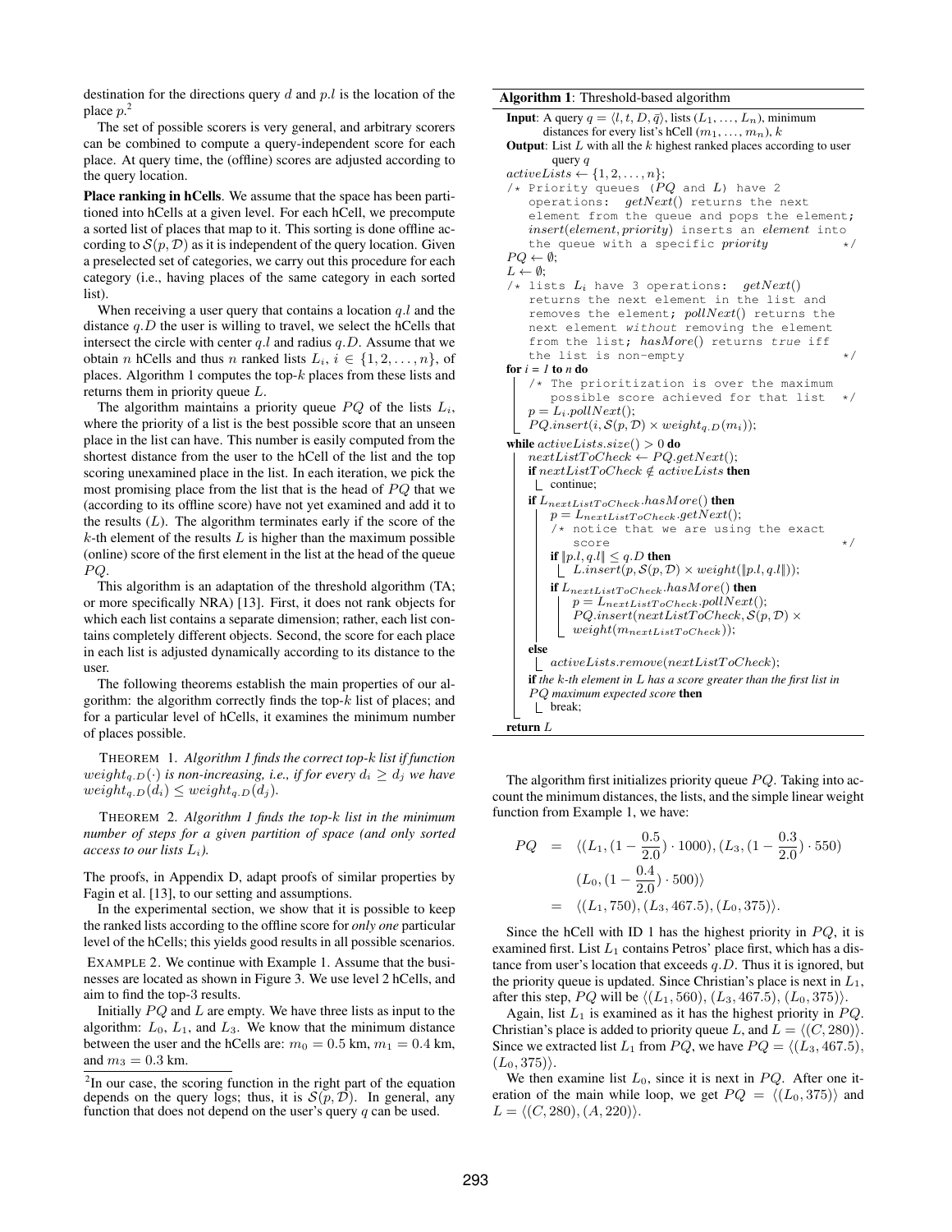destination for the directions query $d$ and $p.l$ is the location of the place $p$.[2]

The set of possible scorers is very general, and arbitrary scorers can be combined to compute a query-independent score for each place. At query time, the (offline) scores are adjusted according to the query location.

**Place ranking in hCells**. We assume that the space has been partitioned into hCells at a given level. For each hCell, we precompute a sorted list of places that map to it. This sorting is done offline according to $\mathcal{S}(p, \mathcal{D})$ as it is independent of the query location. Given a preselected set of categories, we carry out this procedure for each category (i.e., having places of the same category in each sorted list).

When receiving a user query that contains a location $q.l$ and the distance $q.D$ the user is willing to travel, we select the hCells that intersect the circle with center $q.l$ and radius $q.D$. Assume that we obtain $n$ hCells and thus $n$ ranked lists $L_i$, $i \in \{1, 2, \ldots, n\}$, of places. Algorithm 1 computes the top-$k$ places from these lists and returns them in priority queue $L$.

The algorithm maintains a priority queue $PQ$ of the lists $L_i$, where the priority of a list is the best possible score that an unseen place in the list can have. This number is easily computed from the shortest distance from the user to the hCell of the list and the top scoring unexamined place in the list. In each iteration, we pick the most promising place from the list that is the head of $PQ$ that we (according to its offline score) have not yet examined and add it to the results ($L$). The algorithm terminates early if the score of the $k$-th element of the results $L$ is higher than the maximum possible (online) score of the first element in the list at the head of the queue $PQ$.

This algorithm is an adaptation of the threshold algorithm (TA; or more specifically NRA) [13]. First, it does not rank objects for which each list contains a separate dimension; rather, each list contains completely different objects. Second, the score for each place in each list is adjusted dynamically according to its distance to the user.

The following theorems establish the main properties of our algorithm: the algorithm correctly finds the top-$k$ list of places; and for a particular level of hCells, it examines the minimum number of places possible.

THEOREM 1. *Algorithm 1 finds the correct top-$k$ list if function $weight_{q.D}(\cdot)$ is non-increasing, i.e., if for every $d_i \geq d_j$ we have $weight_{q.D}(d_i) \leq weight_{q.D}(d_j)$.*

THEOREM 2. *Algorithm 1 finds the top-$k$ list in the minimum number of steps for a given partition of space (and only sorted access to our lists $L_i$).*

The proofs, in Appendix D, adapt proofs of similar properties by Fagin et al. [13], to our setting and assumptions.

In the experimental section, we show that it is possible to keep the ranked lists according to the offline score for *only one* particular level of the hCells; this yields good results in all possible scenarios.

EXAMPLE 2. We continue with Example 1. Assume that the businesses are located as shown in Figure 3. We use level 2 hCells, and aim to find the top-3 results.

Initially $PQ$ and $L$ are empty. We have three lists as input to the algorithm: $L_0$, $L_1$, and $L_3$. We know that the minimum distance between the user and the hCells are: $m_0 = 0.5$ km, $m_1 = 0.4$ km, and $m_3 = 0.3$ km.

[2]In our case, the scoring function in the right part of the equation depends on the query logs; thus, it is $\mathcal{S}(p, \mathcal{D})$. In general, any function that does not depend on the user's query $q$ can be used.

**Algorithm 1**: Threshold-based algorithm

```
Input: A query q = ⟨l, t, D, q̄⟩, lists (L_1, ..., L_n), minimum
       distances for every list's hCell (m_1, ..., m_n), k
Output: List L with all the k highest ranked places according to user
        query q
activeLists ← {1, 2, ..., n};
/* Priority queues (PQ and L) have 2
   operations: getNext() returns the next
   element from the queue and pops the element;
   insert(element, priority) inserts an element into
   the queue with a specific priority                    */
PQ ← ∅;
L ← ∅;
/* lists L_i have 3 operations: getNext()
   returns the next element in the list and
   removes the element; pollNext() returns the
   next element without removing the element
   from the list; hasMore() returns true iff
   the list is non-empty                                 */
for i = 1 to n do
    /* The prioritization is over the maximum
       possible score achieved for that list             */
    p = L_i.pollNext();
    PQ.insert(i, S(p, D) × weight_{q.D}(m_i));
while activeLists.size() > 0 do
    nextListToCheck ← PQ.getNext();
    if nextListToCheck ∉ activeLists then
        continue;
    if L_nextListToCheck.hasMore() then
        p = L_nextListToCheck.getNext();
        /* notice that we are using the exact
           score                                         */
        if ‖p.l, q.l‖ ≤ q.D then
            L.insert(p, S(p, D) × weight(‖p.l, q.l‖));
        if L_nextListToCheck.hasMore() then
            p = L_nextListToCheck.pollNext();
            PQ.insert(nextListToCheck, S(p, D) ×
                weight(m_nextListToCheck));
    else
        activeLists.remove(nextListToCheck);
    if the k-th element in L has a score greater than the first list in
    PQ maximum expected score then
        break;
return L
```

The algorithm first initializes priority queue $PQ$. Taking into account the minimum distances, the lists, and the simple linear weight function from Example 1, we have:

$$
\begin{aligned}
PQ &= \langle (L_1, (1 - \frac{0.5}{2.0}) \cdot 1000), (L_3, (1 - \frac{0.3}{2.0}) \cdot 550) \\
&\quad (L_0, (1 - \frac{0.4}{2.0}) \cdot 500) \rangle \\
&= \langle (L_1, 750), (L_3, 467.5), (L_0, 375) \rangle.
\end{aligned}
$$

Since the hCell with ID 1 has the highest priority in $PQ$, it is examined first. List $L_1$ contains Petros' place first, which has a distance from user's location that exceeds $q.D$. Thus it is ignored, but the priority queue is updated. Since Christian's place is next in $L_1$, after this step, $PQ$ will be $\langle (L_1, 560), (L_3, 467.5), (L_0, 375) \rangle$.

Again, list $L_1$ is examined as it has the highest priority in $PQ$. Christian's place is added to priority queue $L$, and $L = \langle (C, 280) \rangle$. Since we extracted list $L_1$ from $PQ$, we have $PQ = \langle (L_3, 467.5), (L_0, 375) \rangle$.

We then examine list $L_0$, since it is next in $PQ$. After one iteration of the main while loop, we get $PQ = \langle (L_0, 375) \rangle$ and $L = \langle (C, 280), (A, 220) \rangle$.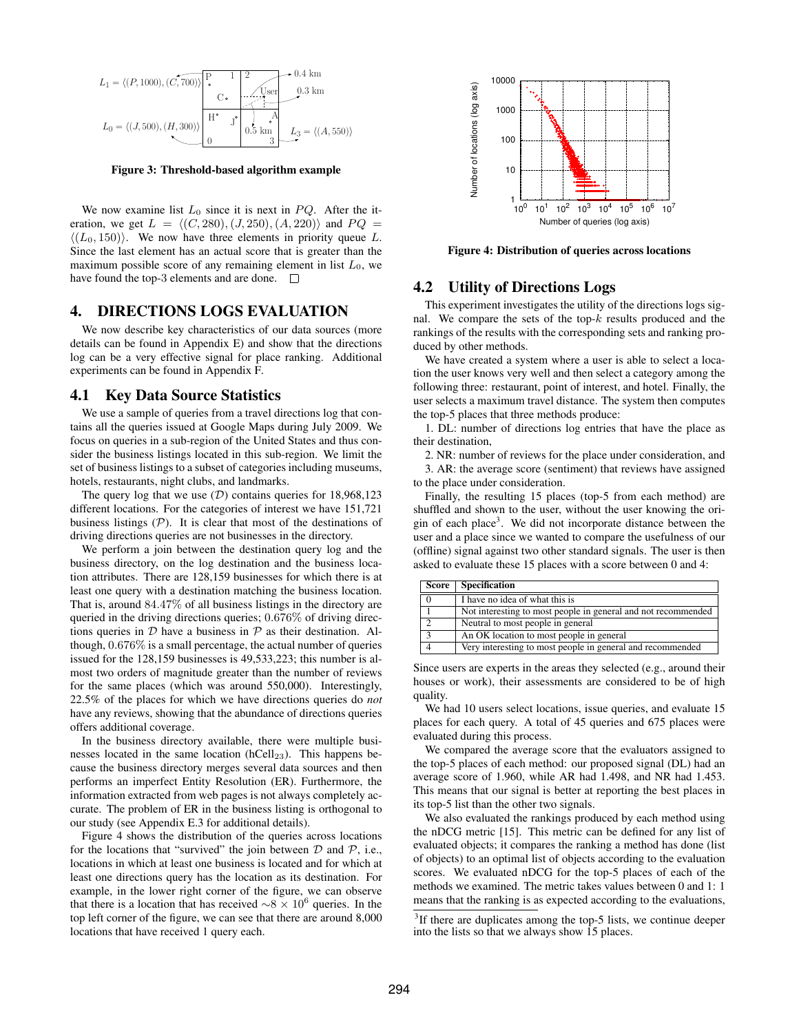Figure 3: Threshold-based algorithm example

We now examine list $L_0$ since it is next in $PQ$. After the iteration, we get $L = \langle (C, 280), (J, 250), (A, 220) \rangle$ and $PQ = \langle (L_0, 150) \rangle$. We now have three elements in priority queue $L$. Since the last element has an actual score that is greater than the maximum possible score of any remaining element in list $L_0$, we have found the top-3 elements and are done. □

# 4. DIRECTIONS LOGS EVALUATION

We now describe key characteristics of our data sources (more details can be found in Appendix E) and show that the directions log can be a very effective signal for place ranking. Additional experiments can be found in Appendix F.

## 4.1 Key Data Source Statistics

We use a sample of queries from a travel directions log that contains all the queries issued at Google Maps during July 2009. We focus on queries in a sub-region of the United States and thus consider the business listings located in this sub-region. We limit the set of business listings to a subset of categories including museums, hotels, restaurants, night clubs, and landmarks.

The query log that we use ($\mathcal{D}$) contains queries for 18,968,123 different locations. For the categories of interest we have 151,721 business listings ($\mathcal{P}$). It is clear that most of the destinations of driving directions queries are not businesses in the directory.

We perform a join between the destination query log and the business directory, on the log destination and the business location attributes. There are 128,159 businesses for which there is at least one query with a destination matching the business location. That is, around 84.47% of all business listings in the directory are queried in the driving directions queries; 0.676% of driving directions queries in $\mathcal{D}$ have a business in $\mathcal{P}$ as their destination. Although, 0.676% is a small percentage, the actual number of queries issued for the 128,159 businesses is 49,533,223; this number is almost two orders of magnitude greater than the number of reviews for the same places (which was around 550,000). Interestingly, 22.5% of the places for which we have directions queries do *not* have any reviews, showing that the abundance of directions queries offers additional coverage.

In the business directory available, there were multiple businesses located in the same location ($\text{hCell}_{23}$). This happens because the business directory merges several data sources and then performs an imperfect Entity Resolution (ER). Furthermore, the information extracted from web pages is not always completely accurate. The problem of ER in the business listing is orthogonal to our study (see Appendix E.3 for additional details).

Figure 4 shows the distribution of the queries across locations for the locations that "survived" the join between $\mathcal{D}$ and $\mathcal{P}$, i.e., locations in which at least one business is located and for which at least one directions query has the location as its destination. For example, in the lower right corner of the figure, we can observe that there is a location that has received $\sim 8 \times 10^6$ queries. In the top left corner of the figure, we can see that there are around 8,000 locations that have received 1 query each.

Figure 4: Distribution of queries across locations

## 4.2 Utility of Directions Logs

This experiment investigates the utility of the directions logs signal. We compare the sets of the top-$k$ results produced and the rankings of the results with the corresponding sets and ranking produced by other methods.

We have created a system where a user is able to select a location the user knows very well and then select a category among the following three: restaurant, point of interest, and hotel. Finally, the user selects a maximum travel distance. The system then computes the top-5 places that three methods produce:

1. DL: number of directions log entries that have the place as their destination,
2. NR: number of reviews for the place under consideration, and
3. AR: the average score (sentiment) that reviews have assigned to the place under consideration.

Finally, the resulting 15 places (top-5 from each method) are shuffled and shown to the user, without the user knowing the origin of each place[3]. We did not incorporate distance between the user and a place since we wanted to compare the usefulness of our (offline) signal against two other standard signals. The user is then asked to evaluate these 15 places with a score between 0 and 4:

| Score | Specification |
|---|---|
| 0 | I have no idea of what this is |
| 1 | Not interesting to most people in general and not recommended |
| 2 | Neutral to most people in general |
| 3 | An OK location to most people in general |
| 4 | Very interesting to most people in general and recommended |

Since users are experts in the areas they selected (e.g., around their houses or work), their assessments are considered to be of high quality.

We had 10 users select locations, issue queries, and evaluate 15 places for each query. A total of 45 queries and 675 places were evaluated during this process.

We compared the average score that the evaluators assigned to the top-5 places of each method: our proposed signal (DL) had an average score of 1.960, while AR had 1.498, and NR had 1.453. This means that our signal is better at reporting the best places in its top-5 list than the other two signals.

We also evaluated the rankings produced by each method using the nDCG metric [15]. This metric can be defined for any list of evaluated objects; it compares the ranking a method has done (list of objects) to an optimal list of objects according to the evaluation scores. We evaluated nDCG for the top-5 places of each of the methods we examined. The metric takes values between 0 and 1: 1 means that the ranking is as expected according to the evaluations,

[3] If there are duplicates among the top-5 lists, we continue deeper into the lists so that we always show 15 places.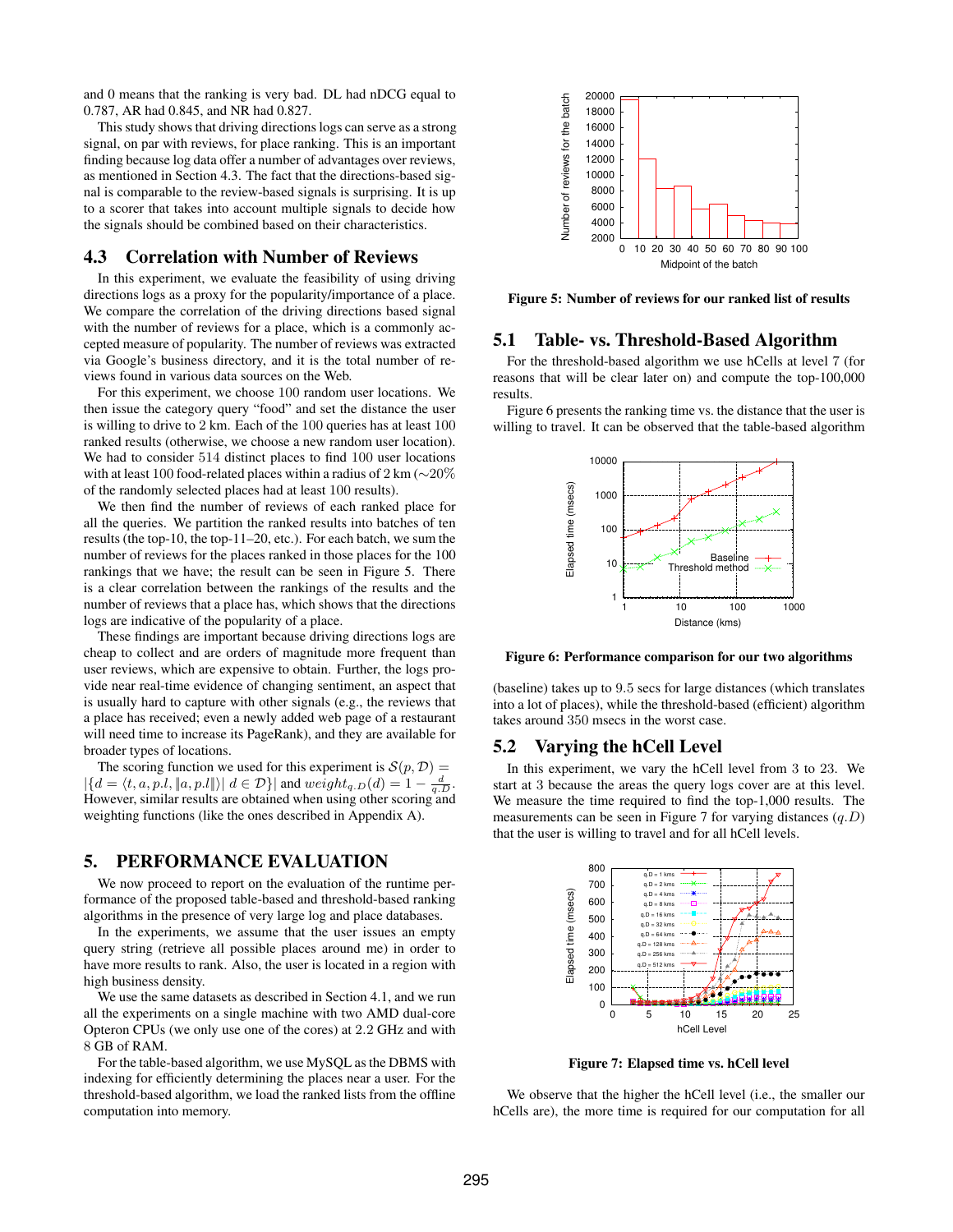and 0 means that the ranking is very bad. DL had nDCG equal to 0.787, AR had 0.845, and NR had 0.827.

This study shows that driving directions logs can serve as a strong signal, on par with reviews, for place ranking. This is an important finding because log data offer a number of advantages over reviews, as mentioned in Section 4.3. The fact that the directions-based signal is comparable to the review-based signals is surprising. It is up to a scorer that takes into account multiple signals to decide how the signals should be combined based on their characteristics.

## 4.3 Correlation with Number of Reviews

In this experiment, we evaluate the feasibility of using driving directions logs as a proxy for the popularity/importance of a place. We compare the correlation of the driving directions based signal with the number of reviews for a place, which is a commonly accepted measure of popularity. The number of reviews was extracted via Google's business directory, and it is the total number of reviews found in various data sources on the Web.

For this experiment, we choose 100 random user locations. We then issue the category query "food" and set the distance the user is willing to drive to 2 km. Each of the 100 queries has at least 100 ranked results (otherwise, we choose a new random user location). We had to consider 514 distinct places to find 100 user locations with at least 100 food-related places within a radius of 2 km ($\sim$20% of the randomly selected places had at least 100 results).

We then find the number of reviews of each ranked place for all the queries. We partition the ranked results into batches of ten results (the top-10, the top-11–20, etc.). For each batch, we sum the number of reviews for the places ranked in those places for the 100 rankings that we have; the result can be seen in Figure 5. There is a clear correlation between the rankings of the results and the number of reviews that a place has, which shows that the directions logs are indicative of the popularity of a place.

These findings are important because driving directions logs are cheap to collect and are orders of magnitude more frequent than user reviews, which are expensive to obtain. Further, the logs provide near real-time evidence of changing sentiment, an aspect that is usually hard to capture with other signals (e.g., the reviews that a place has received; even a newly added web page of a restaurant will need time to increase its PageRank), and they are available for broader types of locations.

The scoring function we used for this experiment is $\mathcal{S}(p, \mathcal{D}) = |\{d = \langle t, a, p.l, \|a, p.l\|\rangle |\ d \in \mathcal{D}\}|$ and $weight_{q.D}(d) = 1 - \frac{d}{q.D}$. However, similar results are obtained when using other scoring and weighting functions (like the ones described in Appendix A).

# 5. PERFORMANCE EVALUATION

We now proceed to report on the evaluation of the runtime performance of the proposed table-based and threshold-based ranking algorithms in the presence of very large log and place databases.

In the experiments, we assume that the user issues an empty query string (retrieve all possible places around me) in order to have more results to rank. Also, the user is located in a region with high business density.

We use the same datasets as described in Section 4.1, and we run all the experiments on a single machine with two AMD dual-core Opteron CPUs (we only use one of the cores) at 2.2 GHz and with 8 GB of RAM.

For the table-based algorithm, we use MySQL as the DBMS with indexing for efficiently determining the places near a user. For the threshold-based algorithm, we load the ranked lists from the offline computation into memory.

**Figure 5: Number of reviews for our ranked list of results**

## 5.1 Table- vs. Threshold-Based Algorithm

For the threshold-based algorithm we use hCells at level 7 (for reasons that will be clear later on) and compute the top-100,000 results.

Figure 6 presents the ranking time vs. the distance that the user is willing to travel. It can be observed that the table-based algorithm

**Figure 6: Performance comparison for our two algorithms**

(baseline) takes up to 9.5 secs for large distances (which translates into a lot of places), while the threshold-based (efficient) algorithm takes around 350 msecs in the worst case.

## 5.2 Varying the hCell Level

In this experiment, we vary the hCell level from 3 to 23. We start at 3 because the areas the query logs cover are at this level. We measure the time required to find the top-1,000 results. The measurements can be seen in Figure 7 for varying distances ($q.D$) that the user is willing to travel and for all hCell levels.

**Figure 7: Elapsed time vs. hCell level**

We observe that the higher the hCell level (i.e., the smaller our hCells are), the more time is required for our computation for all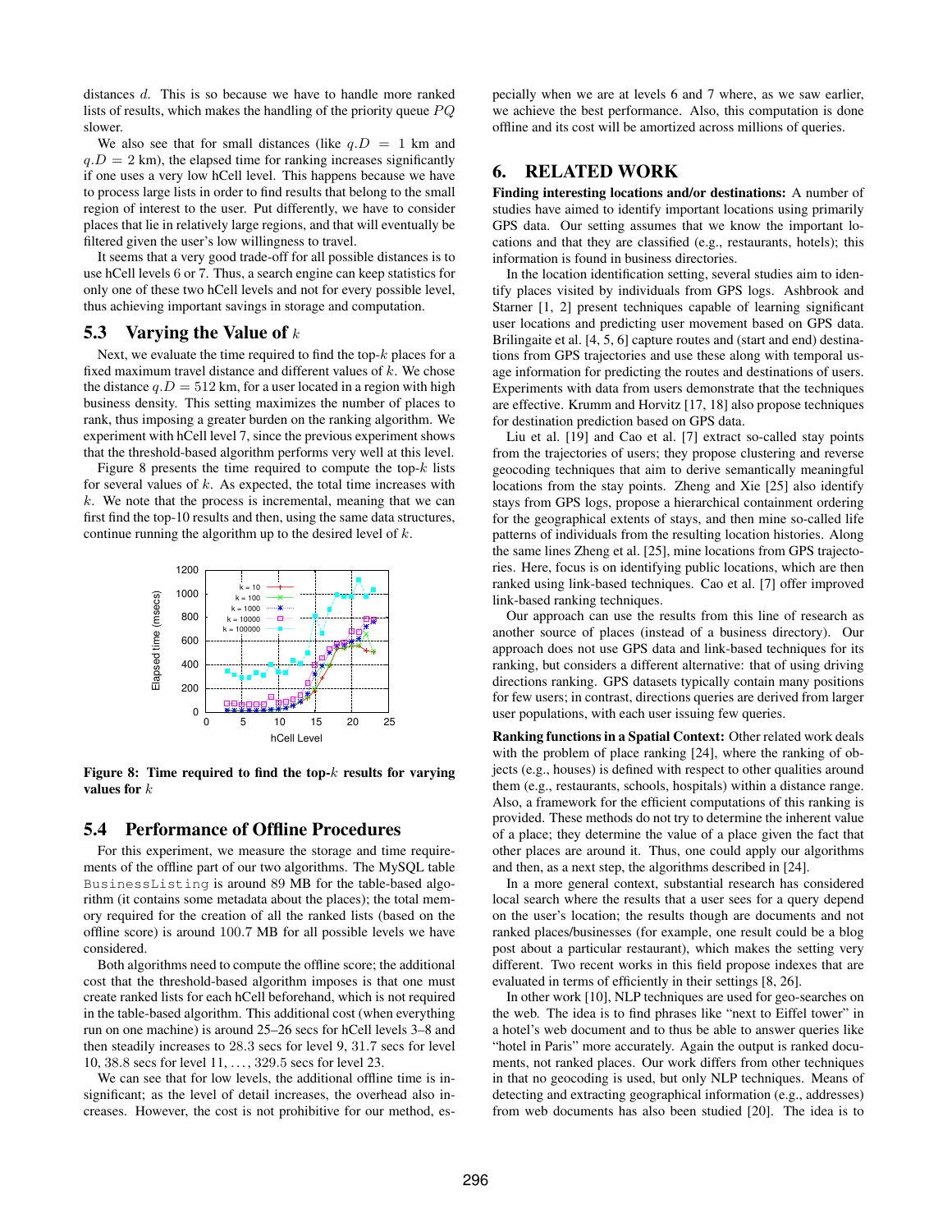distances $d$. This is so because we have to handle more ranked lists of results, which makes the handling of the priority queue $PQ$ slower.

We also see that for small distances (like $q.D = 1$ km and $q.D = 2$ km), the elapsed time for ranking increases significantly if one uses a very low hCell level. This happens because we have to process large lists in order to find results that belong to the small region of interest to the user. Put differently, we have to consider places that lie in relatively large regions, and that will eventually be filtered given the user's low willingness to travel.

It seems that a very good trade-off for all possible distances is to use hCell levels 6 or 7. Thus, a search engine can keep statistics for only one of these two hCell levels and not for every possible level, thus achieving important savings in storage and computation.

### 5.3 Varying the Value of $k$

Next, we evaluate the time required to find the top-$k$ places for a fixed maximum travel distance and different values of $k$. We chose the distance $q.D = 512$ km, for a user located in a region with high business density. This setting maximizes the number of places to rank, thus imposing a greater burden on the ranking algorithm. We experiment with hCell level 7, since the previous experiment shows that the threshold-based algorithm performs very well at this level.

Figure 8 presents the time required to compute the top-$k$ lists for several values of $k$. As expected, the total time increases with $k$. We note that the process is incremental, meaning that we can first find the top-10 results and then, using the same data structures, continue running the algorithm up to the desired level of $k$.

**Figure 8: Time required to find the top-$k$ results for varying values for $k$**

### 5.4 Performance of Offline Procedures

For this experiment, we measure the storage and time requirements of the offline part of our two algorithms. The MySQL table `BusinessListing` is around 89 MB for the table-based algorithm (it contains some metadata about the places); the total memory required for the creation of all the ranked lists (based on the offline score) is around 100.7 MB for all possible levels we have considered.

Both algorithms need to compute the offline score; the additional cost that the threshold-based algorithm imposes is that one must create ranked lists for each hCell beforehand, which is not required in the table-based algorithm. This additional cost (when everything run on one machine) is around 25–26 secs for hCell levels 3–8 and then steadily increases to 28.3 secs for level 9, 31.7 secs for level 10, 38.8 secs for level 11, ..., 329.5 secs for level 23.

We can see that for low levels, the additional offline time is insignificant; as the level of detail increases, the overhead also increases. However, the cost is not prohibitive for our method, especially when we are at levels 6 and 7 where, as we saw earlier, we achieve the best performance. Also, this computation is done offline and its cost will be amortized across millions of queries.

## 6. RELATED WORK

**Finding interesting locations and/or destinations:** A number of studies have aimed to identify important locations using primarily GPS data. Our setting assumes that we know the important locations and that they are classified (e.g., restaurants, hotels); this information is found in business directories.

In the location identification setting, several studies aim to identify places visited by individuals from GPS logs. Ashbrook and Starner [1, 2] present techniques capable of learning significant user locations and predicting user movement based on GPS data. Brilingaite et al. [4, 5, 6] capture routes and (start and end) destinations from GPS trajectories and use these along with temporal usage information for predicting the routes and destinations of users. Experiments with data from users demonstrate that the techniques are effective. Krumm and Horvitz [17, 18] also propose techniques for destination prediction based on GPS data.

Liu et al. [19] and Cao et al. [7] extract so-called stay points from the trajectories of users; they propose clustering and reverse geocoding techniques that aim to derive semantically meaningful locations from the stay points. Zheng and Xie [25] also identify stays from GPS logs, propose a hierarchical containment ordering for the geographical extents of stays, and then mine so-called life patterns of individuals from the resulting location histories. Along the same lines Zheng et al. [25], mine locations from GPS trajectories. Here, focus is on identifying public locations, which are then ranked using link-based techniques. Cao et al. [7] offer improved link-based ranking techniques.

Our approach can use the results from this line of research as another source of places (instead of a business directory). Our approach does not use GPS data and link-based techniques for its ranking, but considers a different alternative: that of using driving directions ranking. GPS datasets typically contain many positions for few users; in contrast, directions queries are derived from larger user populations, with each user issuing few queries.

**Ranking functions in a Spatial Context:** Other related work deals with the problem of place ranking [24], where the ranking of objects (e.g., houses) is defined with respect to other qualities around them (e.g., restaurants, schools, hospitals) within a distance range. Also, a framework for the efficient computations of this ranking is provided. These methods do not try to determine the inherent value of a place; they determine the value of a place given the fact that other places are around it. Thus, one could apply our algorithms and then, as a next step, the algorithms described in [24].

In a more general context, substantial research has considered local search where the results that a user sees for a query depend on the user's location; the results though are documents and not ranked places/businesses (for example, one result could be a blog post about a particular restaurant), which makes the setting very different. Two recent works in this field propose indexes that are evaluated in terms of efficiency in their settings [8, 26].

In other work [10], NLP techniques are used for geo-searches on the web. The idea is to find phrases like "next to Eiffel tower" in a hotel's web document and to thus be able to answer queries like "hotel in Paris" more accurately. Again the output is ranked documents, not ranked places. Our work differs from other techniques in that no geocoding is used, but only NLP techniques. Means of detecting and extracting geographical information (e.g., addresses) from web documents has also been studied [20]. The idea is to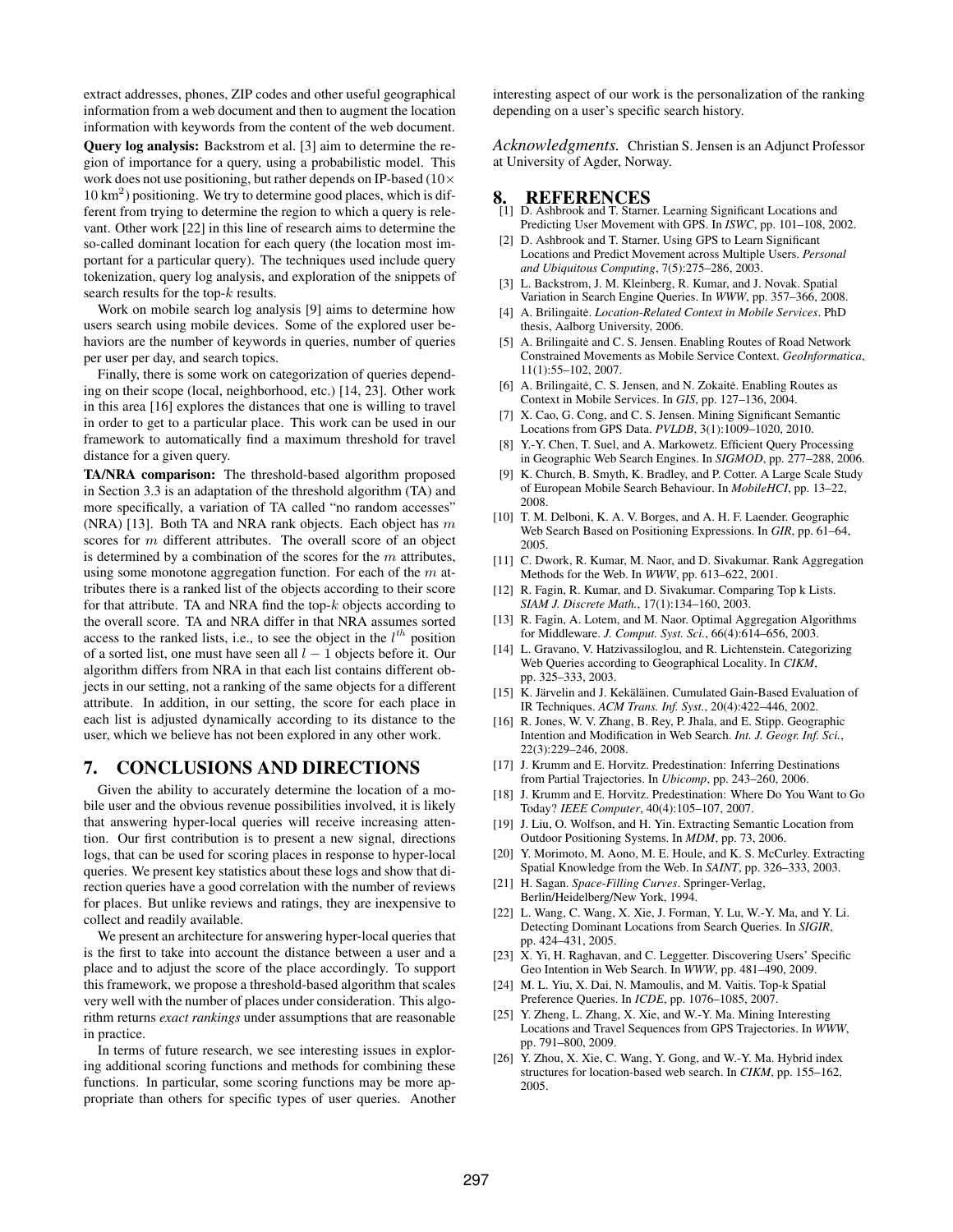extract addresses, phones, ZIP codes and other useful geographical information from a web document and then to augment the location information with keywords from the content of the web document.

**Query log analysis:** Backstrom et al. [3] aim to determine the region of importance for a query, using a probabilistic model. This work does not use positioning, but rather depends on IP-based ($10 \times 10\,\text{km}^2$) positioning. We try to determine good places, which is different from trying to determine the region to which a query is relevant. Other work [22] in this line of research aims to determine the so-called dominant location for each query (the location most important for a particular query). The techniques used include query tokenization, query log analysis, and exploration of the snippets of search results for the top-$k$ results.

Work on mobile search log analysis [9] aims to determine how users search using mobile devices. Some of the explored user behaviors are the number of keywords in queries, number of queries per user per day, and search topics.

Finally, there is some work on categorization of queries depending on their scope (local, neighborhood, etc.) [14, 23]. Other work in this area [16] explores the distances that one is willing to travel in order to get to a particular place. This work can be used in our framework to automatically find a maximum threshold for travel distance for a given query.

**TA/NRA comparison:** The threshold-based algorithm proposed in Section 3.3 is an adaptation of the threshold algorithm (TA) and more specifically, a variation of TA called "no random accesses" (NRA) [13]. Both TA and NRA rank objects. Each object has $m$ scores for $m$ different attributes. The overall score of an object is determined by a combination of the scores for the $m$ attributes, using some monotone aggregation function. For each of the $m$ attributes there is a ranked list of the objects according to their score for that attribute. TA and NRA find the top-$k$ objects according to the overall score. TA and NRA differ in that NRA assumes sorted access to the ranked lists, i.e., to see the object in the $l^{th}$ position of a sorted list, one must have seen all $l-1$ objects before it. Our algorithm differs from NRA in that each list contains different objects in our setting, not a ranking of the same objects for a different attribute. In addition, in our setting, the score for each place in each list is adjusted dynamically according to its distance to the user, which we believe has not been explored in any other work.

## 7. CONCLUSIONS AND DIRECTIONS

Given the ability to accurately determine the location of a mobile user and the obvious revenue possibilities involved, it is likely that answering hyper-local queries will receive increasing attention. Our first contribution is to present a new signal, directions logs, that can be used for scoring places in response to hyper-local queries. We present key statistics about these logs and show that direction queries have a good correlation with the number of reviews for places. But unlike reviews and ratings, they are inexpensive to collect and readily available.

We present an architecture for answering hyper-local queries that is the first to take into account the distance between a user and a place and to adjust the score of the place accordingly. To support this framework, we propose a threshold-based algorithm that scales very well with the number of places under consideration. This algorithm returns *exact rankings* under assumptions that are reasonable in practice.

In terms of future research, we see interesting issues in exploring additional scoring functions and methods for combining these functions. In particular, some scoring functions may be more appropriate than others for specific types of user queries. Another interesting aspect of our work is the personalization of the ranking depending on a user's specific search history.

*Acknowledgments.* Christian S. Jensen is an Adjunct Professor at University of Agder, Norway.

## 8. REFERENCES

[1] D. Ashbrook and T. Starner. Learning Significant Locations and Predicting User Movement with GPS. In *ISWC*, pp. 101–108, 2002.

[2] D. Ashbrook and T. Starner. Using GPS to Learn Significant Locations and Predict Movement across Multiple Users. *Personal and Ubiquitous Computing*, 7(5):275–286, 2003.

[3] L. Backstrom, J. M. Kleinberg, R. Kumar, and J. Novak. Spatial Variation in Search Engine Queries. In *WWW*, pp. 357–366, 2008.

[4] A. Brilingaitė. *Location-Related Context in Mobile Services*. PhD thesis, Aalborg University, 2006.

[5] A. Brilingaitė and C. S. Jensen. Enabling Routes of Road Network Constrained Movements as Mobile Service Context. *GeoInformatica*, 11(1):55–102, 2007.

[6] A. Brilingaitė, C. S. Jensen, and N. Zokaitė. Enabling Routes as Context in Mobile Services. In *GIS*, pp. 127–136, 2004.

[7] X. Cao, G. Cong, and C. S. Jensen. Mining Significant Semantic Locations from GPS Data. *PVLDB*, 3(1):1009–1020, 2010.

[8] Y.-Y. Chen, T. Suel, and A. Markowetz. Efficient Query Processing in Geographic Web Search Engines. In *SIGMOD*, pp. 277–288, 2006.

[9] K. Church, B. Smyth, K. Bradley, and P. Cotter. A Large Scale Study of European Mobile Search Behaviour. In *MobileHCI*, pp. 13–22, 2008.

[10] T. M. Delboni, K. A. V. Borges, and A. H. F. Laender. Geographic Web Search Based on Positioning Expressions. In *GIR*, pp. 61–64, 2005.

[11] C. Dwork, R. Kumar, M. Naor, and D. Sivakumar. Rank Aggregation Methods for the Web. In *WWW*, pp. 613–622, 2001.

[12] R. Fagin, R. Kumar, and D. Sivakumar. Comparing Top k Lists. *SIAM J. Discrete Math.*, 17(1):134–160, 2003.

[13] R. Fagin, A. Lotem, and M. Naor. Optimal Aggregation Algorithms for Middleware. *J. Comput. Syst. Sci.*, 66(4):614–656, 2003.

[14] L. Gravano, V. Hatzivassiloglou, and R. Lichtenstein. Categorizing Web Queries according to Geographical Locality. In *CIKM*, pp. 325–333, 2003.

[15] K. Järvelin and J. Kekäläinen. Cumulated Gain-Based Evaluation of IR Techniques. *ACM Trans. Inf. Syst.*, 20(4):422–446, 2002.

[16] R. Jones, W. V. Zhang, B. Rey, P. Jhala, and E. Stipp. Geographic Intention and Modification in Web Search. *Int. J. Geogr. Inf. Sci.*, 22(3):229–246, 2008.

[17] J. Krumm and E. Horvitz. Predestination: Inferring Destinations from Partial Trajectories. In *Ubicomp*, pp. 243–260, 2006.

[18] J. Krumm and E. Horvitz. Predestination: Where Do You Want to Go Today? *IEEE Computer*, 40(4):105–107, 2007.

[19] J. Liu, O. Wolfson, and H. Yin. Extracting Semantic Location from Outdoor Positioning Systems. In *MDM*, pp. 73, 2006.

[20] Y. Morimoto, M. Aono, M. E. Houle, and K. S. McCurley. Extracting Spatial Knowledge from the Web. In *SAINT*, pp. 326–333, 2003.

[21] H. Sagan. *Space-Filling Curves*. Springer-Verlag, Berlin/Heidelberg/New York, 1994.

[22] L. Wang, C. Wang, X. Xie, J. Forman, Y. Lu, W.-Y. Ma, and Y. Li. Detecting Dominant Locations from Search Queries. In *SIGIR*, pp. 424–431, 2005.

[23] X. Yi, H. Raghavan, and C. Leggetter. Discovering Users' Specific Geo Intention in Web Search. In *WWW*, pp. 481–490, 2009.

[24] M. L. Yiu, X. Dai, N. Mamoulis, and M. Vaitis. Top-k Spatial Preference Queries. In *ICDE*, pp. 1076–1085, 2007.

[25] Y. Zheng, L. Zhang, X. Xie, and W.-Y. Ma. Mining Interesting Locations and Travel Sequences from GPS Trajectories. In *WWW*, pp. 791–800, 2009.

[26] Y. Zhou, X. Xie, C. Wang, Y. Gong, and W.-Y. Ma. Hybrid index structures for location-based web search. In *CIKM*, pp. 155–162, 2005.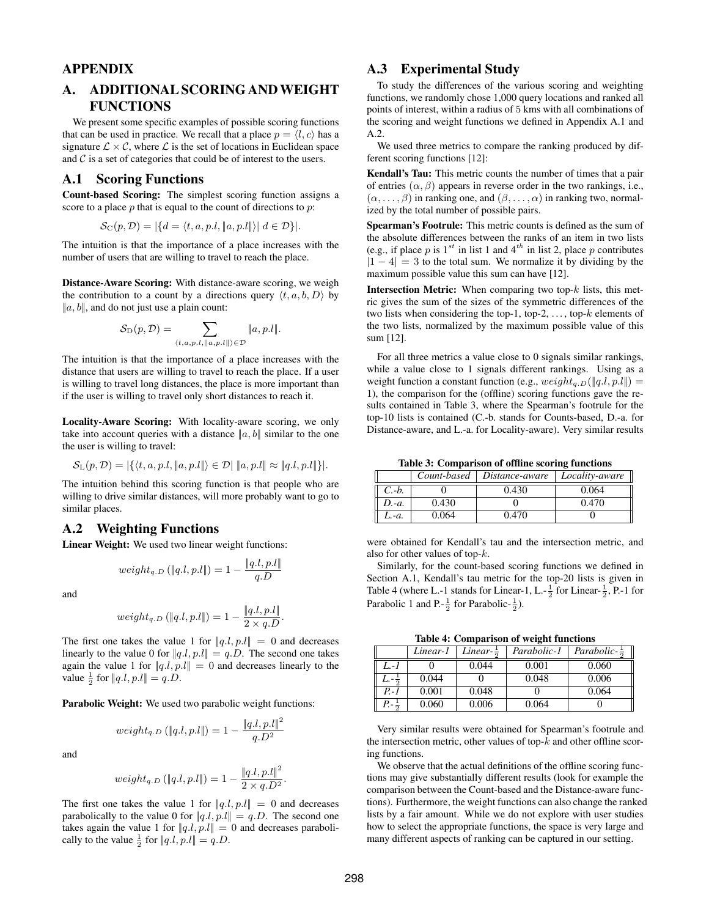## APPENDIX

# A. ADDITIONAL SCORING AND WEIGHT FUNCTIONS

We present some specific examples of possible scoring functions that can be used in practice. We recall that a place $p = \langle l, c \rangle$ has a signature $\mathcal{L} \times \mathcal{C}$, where $\mathcal{L}$ is the set of locations in Euclidean space and $\mathcal{C}$ is a set of categories that could be of interest to the users.

## A.1 Scoring Functions

**Count-based Scoring:** The simplest scoring function assigns a score to a place $p$ that is equal to the count of directions to $p$:

$$\mathcal{S}_{\mathrm{C}}(p, \mathcal{D}) = |\{d = \langle t, a, p.l, \|a, p.l\| \rangle | \; d \in \mathcal{D}\}|.$$

The intuition is that the importance of a place increases with the number of users that are willing to travel to reach the place.

**Distance-Aware Scoring:** With distance-aware scoring, we weigh the contribution to a count by a directions query $\langle t, a, b, D \rangle$ by $\|a, b\|$, and do not just use a plain count:

$$\mathcal{S}_{\mathrm{D}}(p, \mathcal{D}) = \sum_{\langle t, a, p.l, \|a, p.l\| \rangle \in \mathcal{D}} \|a, p.l\|.$$

The intuition is that the importance of a place increases with the distance that users are willing to travel to reach the place. If a user is willing to travel long distances, the place is more important than if the user is willing to travel only short distances to reach it.

**Locality-Aware Scoring:** With locality-aware scoring, we only take into account queries with a distance $\|a, b\|$ similar to the one the user is willing to travel:

$$\mathcal{S}_{\mathrm{L}}(p, \mathcal{D}) = |\{\langle t, a, p.l, \|a, p.l\| \rangle \in \mathcal{D} | \; \|a, p.l\| \approx \|q.l, p.l\|\}|.$$

The intuition behind this scoring function is that people who are willing to drive similar distances, will more probably want to go to similar places.

## A.2 Weighting Functions

**Linear Weight:** We used two linear weight functions:

$$weight_{q.D}\left(\|q.l, p.l\|\right) = 1 - \frac{\|q.l, p.l\|}{q.D}$$

and

$$weight_{q.D}\left(\|q.l, p.l\|\right) = 1 - \frac{\|q.l, p.l\|}{2 \times q.D}.$$

The first one takes the value 1 for $\|q.l, p.l\| = 0$ and decreases linearly to the value 0 for $\|q.l, p.l\| = q.D$. The second one takes again the value 1 for $\|q.l, p.l\| = 0$ and decreases linearly to the value $\frac{1}{2}$ for $\|q.l, p.l\| = q.D$.

**Parabolic Weight:** We used two parabolic weight functions:

$$weight_{q.D}\left(\|q.l, p.l\|\right) = 1 - \frac{\|q.l, p.l\|^2}{q.D^2}$$

and

$$weight_{q.D}\left(\|q.l, p.l\|\right) = 1 - \frac{\|q.l, p.l\|^2}{2 \times q.D^2}.$$

The first one takes the value 1 for $\|q.l, p.l\| = 0$ and decreases parabolically to the value 0 for $\|q.l, p.l\| = q.D$. The second one takes again the value 1 for $\|q.l, p.l\| = 0$ and decreases parabolically to the value $\frac{1}{2}$ for $\|q.l, p.l\| = q.D$.

## A.3 Experimental Study

To study the differences of the various scoring and weighting functions, we randomly chose 1,000 query locations and ranked all points of interest, within a radius of 5 kms with all combinations of the scoring and weight functions we defined in Appendix A.1 and A.2.

We used three metrics to compare the ranking produced by different scoring functions [12]:

**Kendall's Tau:** This metric counts the number of times that a pair of entries $(\alpha, \beta)$ appears in reverse order in the two rankings, i.e., $(\alpha, \ldots, \beta)$ in ranking one, and $(\beta, \ldots, \alpha)$ in ranking two, normalized by the total number of possible pairs.

**Spearman's Footrule:** This metric counts is defined as the sum of the absolute differences between the ranks of an item in two lists (e.g., if place $p$ is $1^{st}$ in list 1 and $4^{th}$ in list 2, place $p$ contributes $|1 - 4| = 3$ to the total sum. We normalize it by dividing by the maximum possible value this sum can have [12].

**Intersection Metric:** When comparing two top-$k$ lists, this metric gives the sum of the sizes of the symmetric differences of the two lists when considering the top-1, top-2, ..., top-$k$ elements of the two lists, normalized by the maximum possible value of this sum [12].

For all three metrics a value close to 0 signals similar rankings, while a value close to 1 signals different rankings. Using as a weight function a constant function (e.g., $weight_{q.D}(\|q.l, p.l\|) = 1$), the comparison for the (offline) scoring functions gave the results contained in Table 3, where the Spearman's footrule for the top-10 lists is contained (C.-b. stands for Counts-based, D.-a. for Distance-aware, and L.-a. for Locality-aware). Very similar results were obtained for Kendall's tau and the intersection metric, and also for other values of top-$k$.

**Table 3: Comparison of offline scoring functions**

| | *Count-based* | *Distance-aware* | *Locality-aware* |
|---|---|---|---|
| *C.-b.* | 0 | 0.430 | 0.064 |
| *D.-a.* | 0.430 | 0 | 0.470 |
| *L.-a.* | 0.064 | 0.470 | 0 |

Similarly, for the count-based scoring functions we defined in Section A.1, Kendall's tau metric for the top-20 lists is given in Table 4 (where L.-1 stands for Linear-1, L.-$\frac{1}{2}$ for Linear-$\frac{1}{2}$, P.-1 for Parabolic 1 and P.-$\frac{1}{2}$ for Parabolic-$\frac{1}{2}$).

**Table 4: Comparison of weight functions**

| | *Linear-1* | *Linear-$\frac{1}{2}$* | *Parabolic-1* | *Parabolic-$\frac{1}{2}$* |
|---|---|---|---|---|
| *L.-1* | 0 | 0.044 | 0.001 | 0.060 |
| *L.-$\frac{1}{2}$* | 0.044 | 0 | 0.048 | 0.006 |
| *P.-1* | 0.001 | 0.048 | 0 | 0.064 |
| *P.-$\frac{1}{2}$* | 0.060 | 0.006 | 0.064 | 0 |

Very similar results were obtained for Spearman's footrule and the intersection metric, other values of top-$k$ and other offline scoring functions.

We observe that the actual definitions of the offline scoring functions may give substantially different results (look for example the comparison between the Count-based and the Distance-aware functions). Furthermore, the weight functions can also change the ranked lists by a fair amount. While we do not explore with user studies how to select the appropriate functions, the space is very large and many different aspects of ranking can be captured in our setting.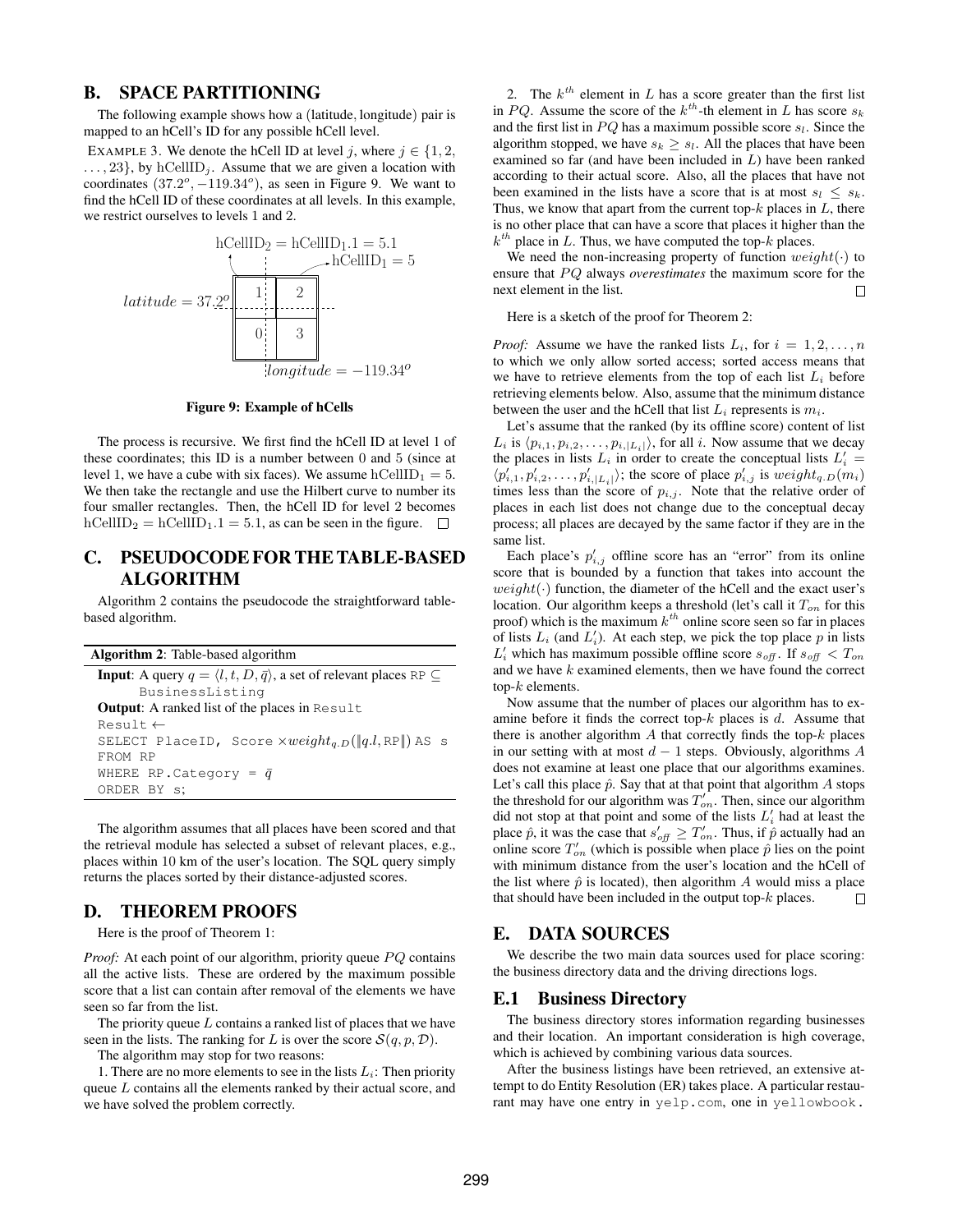## B. SPACE PARTITIONING

The following example shows how a (latitude, longitude) pair is mapped to an hCell's ID for any possible hCell level.

EXAMPLE 3. We denote the hCell ID at level $j$, where $j \in \{1, 2, \ldots, 23\}$, by $\text{hCellID}_j$. Assume that we are given a location with coordinates $(37.2^o, -119.34^o)$, as seen in Figure 9. We want to find the hCell ID of these coordinates at all levels. In this example, we restrict ourselves to levels 1 and 2.

**Figure 9: Example of hCells**

The process is recursive. We first find the hCell ID at level 1 of these coordinates; this ID is a number between 0 and 5 (since at level 1, we have a cube with six faces). We assume $\text{hCellID}_1 = 5$. We then take the rectangle and use the Hilbert curve to number its four smaller rectangles. Then, the hCell ID for level 2 becomes $\text{hCellID}_2 = \text{hCellID}_1.1 = 5.1$, as can be seen in the figure. □

## C. PSEUDOCODE FOR THE TABLE-BASED ALGORITHM

Algorithm 2 contains the pseudocode the straightforward table-based algorithm.

**Algorithm 2**: Table-based algorithm

**Input**: A query $q = \langle l, t, D, \bar{q} \rangle$, a set of relevant places RP $\subseteq$ BusinessListing
**Output**: A ranked list of the places in Result

```
Result ←
SELECT PlaceID, Score ×weight_{q.D}(‖q.l, RP‖) AS s
FROM RP
WHERE RP.Category = q̄
ORDER BY s;
```

The algorithm assumes that all places have been scored and that the retrieval module has selected a subset of relevant places, e.g., places within 10 km of the user's location. The SQL query simply returns the places sorted by their distance-adjusted scores.

## D. THEOREM PROOFS

Here is the proof of Theorem 1:

*Proof:* At each point of our algorithm, priority queue $PQ$ contains all the active lists. These are ordered by the maximum possible score that a list can contain after removal of the elements we have seen so far from the list.

The priority queue $L$ contains a ranked list of places that we have seen in the lists. The ranking for $L$ is over the score $\mathcal{S}(q, p, \mathcal{D})$.

The algorithm may stop for two reasons:

1. There are no more elements to see in the lists $L_i$: Then priority queue $L$ contains all the elements ranked by their actual score, and we have solved the problem correctly.

2. The $k^{th}$ element in $L$ has a score greater than the first list in $PQ$. Assume the score of the $k^{th}$-th element in $L$ has score $s_k$ and the first list in $PQ$ has a maximum possible score $s_l$. Since the algorithm stopped, we have $s_k \geq s_l$. All the places that have been examined so far (and have been included in $L$) have been ranked according to their actual score. Also, all the places that have not been examined in the lists have a score that is at most $s_l \leq s_k$. Thus, we know that apart from the current top-$k$ places in $L$, there is no other place that can have a score that places it higher than the $k^{th}$ place in $L$. Thus, we have computed the top-$k$ places.

We need the non-increasing property of function $weight(\cdot)$ to ensure that $PQ$ always *overestimates* the maximum score for the next element in the list. □

Here is a sketch of the proof for Theorem 2:

*Proof:* Assume we have the ranked lists $L_i$, for $i = 1, 2, \ldots, n$ to which we only allow sorted access; sorted access means that we have to retrieve elements from the top of each list $L_i$ before retrieving elements below. Also, assume that the minimum distance between the user and the hCell that list $L_i$ represents is $m_i$.

Let's assume that the ranked (by its offline score) content of list $L_i$ is $\langle p_{i,1}, p_{i,2}, \ldots, p_{i,|L_i|} \rangle$, for all $i$. Now assume that we decay the places in lists $L_i$ in order to create the conceptual lists $L'_i = \langle p'_{i,1}, p'_{i,2}, \ldots, p'_{i,|L_i|} \rangle$; the score of place $p'_{i,j}$ is $weight_{q.D}(m_i)$ times less than the score of $p_{i,j}$. Note that the relative order of places in each list does not change due to the conceptual decay process; all places are decayed by the same factor if they are in the same list.

Each place's $p'_{i,j}$ offline score has an "error" from its online score that is bounded by a function that takes into account the $weight(\cdot)$ function, the diameter of the hCell and the exact user's location. Our algorithm keeps a threshold (let's call it $T_{on}$ for this proof) which is the maximum $k^{th}$ online score seen so far in places of lists $L_i$ (and $L'_i$). At each step, we pick the top place $p$ in lists $L'_i$ which has maximum possible offline score $s_{off}$. If $s_{off} < T_{on}$ and we have $k$ examined elements, then we have found the correct top-$k$ elements.

Now assume that the number of places our algorithm has to examine before it finds the correct top-$k$ places is $d$. Assume that there is another algorithm $A$ that correctly finds the top-$k$ places in our setting with at most $d - 1$ steps. Obviously, algorithms $A$ does not examine at least one place that our algorithms examines. Let's call this place $\hat{p}$. Say that at that point that algorithm $A$ stops the threshold for our algorithm was $T'_{on}$. Then, since our algorithm did not stop at that point and some of the lists $L'_i$ had at least the place $\hat{p}$, it was the case that $s'_{off} \geq T'_{on}$. Thus, if $\hat{p}$ actually had an online score $T'_{on}$ (which is possible when place $\hat{p}$ lies on the point with minimum distance from the user's location and the hCell of the list where $\hat{p}$ is located), then algorithm $A$ would miss a place that should have been included in the output top-$k$ places. □

## E. DATA SOURCES

We describe the two main data sources used for place scoring: the business directory data and the driving directions logs.

### E.1 Business Directory

The business directory stores information regarding businesses and their location. An important consideration is high coverage, which is achieved by combining various data sources.

After the business listings have been retrieved, an extensive attempt to do Entity Resolution (ER) takes place. A particular restaurant may have one entry in yelp.com, one in yellowbook.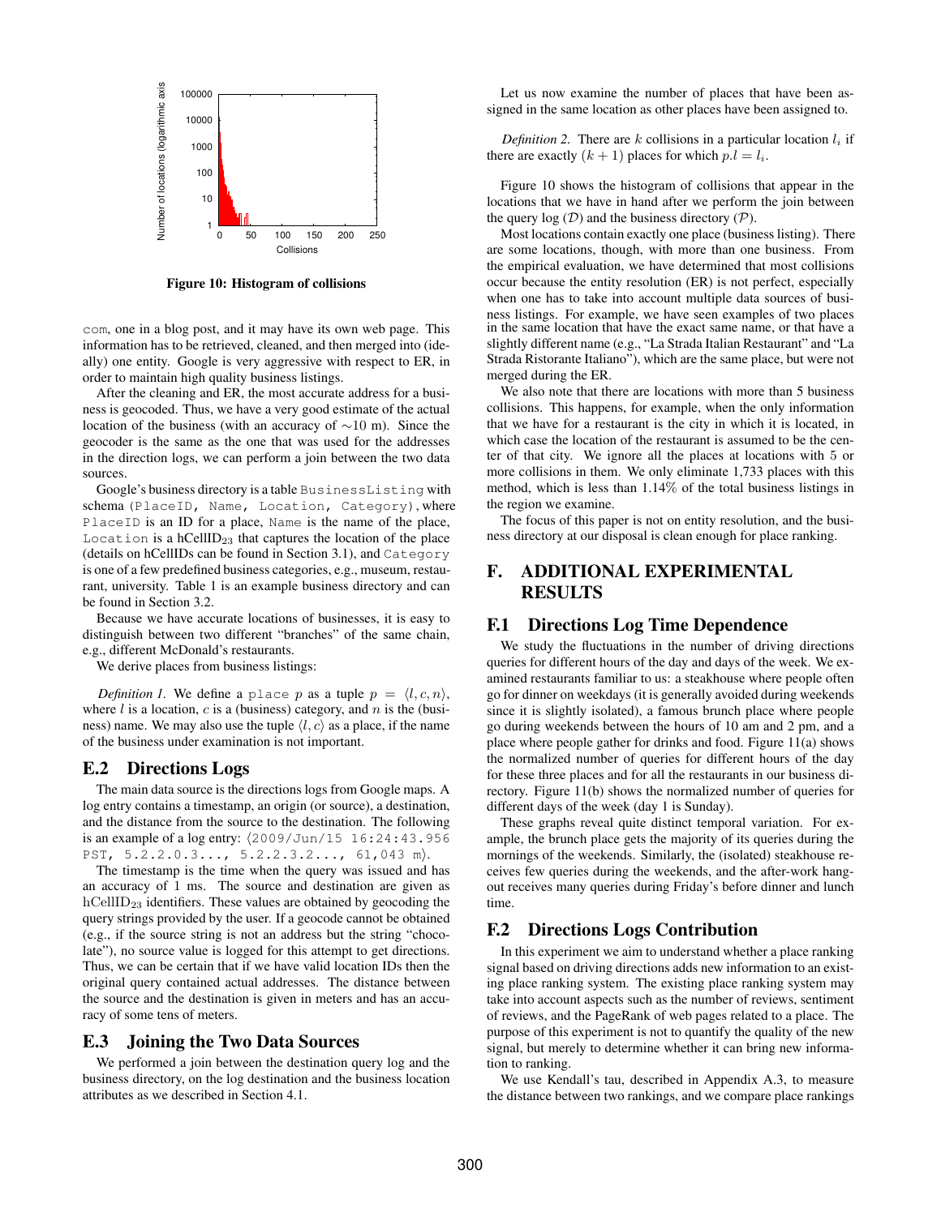Figure 10: Histogram of collisions

com, one in a blog post, and it may have its own web page. This information has to be retrieved, cleaned, and then merged into (ideally) one entity. Google is very aggressive with respect to ER, in order to maintain high quality business listings.

After the cleaning and ER, the most accurate address for a business is geocoded. Thus, we have a very good estimate of the actual location of the business (with an accuracy of ∼10 m). Since the geocoder is the same as the one that was used for the addresses in the direction logs, we can perform a join between the two data sources.

Google's business directory is a table `BusinessListing` with schema (`PlaceID`, `Name`, `Location`, `Category`), where `PlaceID` is an ID for a place, `Name` is the name of the place, `Location` is a $\mathrm{hCellID}_{23}$ that captures the location of the place (details on hCellIDs can be found in Section 3.1), and `Category` is one of a few predefined business categories, e.g., museum, restaurant, university. Table 1 is an example business directory and can be found in Section 3.2.

Because we have accurate locations of businesses, it is easy to distinguish between two different "branches" of the same chain, e.g., different McDonald's restaurants.

We derive places from business listings:

*Definition 1.* We define a `place` $p$ as a tuple $p = \langle l, c, n \rangle$, where $l$ is a location, $c$ is a (business) category, and $n$ is the (business) name. We may also use the tuple $\langle l, c \rangle$ as a place, if the name of the business under examination is not important.

## E.2 Directions Logs

The main data source is the directions logs from Google maps. A log entry contains a timestamp, an origin (or source), a destination, and the distance from the source to the destination. The following is an example of a log entry: ⟨`2009/Jun/15 16:24:43.956 PST, 5.2.2.0.3..., 5.2.2.3.2..., 61,043 m`⟩.

The timestamp is the time when the query was issued and has an accuracy of 1 ms. The source and destination are given as $\mathrm{hCellID}_{23}$ identifiers. These values are obtained by geocoding the query strings provided by the user. If a geocode cannot be obtained (e.g., if the source string is not an address but the string "chocolate"), no source value is logged for this attempt to get directions. Thus, we can be certain that if we have valid location IDs then the original query contained actual addresses. The distance between the source and the destination is given in meters and has an accuracy of some tens of meters.

## E.3 Joining the Two Data Sources

We performed a join between the destination query log and the business directory, on the log destination and the business location attributes as we described in Section 4.1.

Let us now examine the number of places that have been assigned in the same location as other places have been assigned to.

*Definition 2.* There are $k$ collisions in a particular location $l_i$ if there are exactly $(k+1)$ places for which $p.l = l_i$.

Figure 10 shows the histogram of collisions that appear in the locations that we have in hand after we perform the join between the query log ($\mathcal{D}$) and the business directory ($\mathcal{P}$).

Most locations contain exactly one place (business listing). There are some locations, though, with more than one business. From the empirical evaluation, we have determined that most collisions occur because the entity resolution (ER) is not perfect, especially when one has to take into account multiple data sources of business listings. For example, we have seen examples of two places in the same location that have the exact same name, or that have a slightly different name (e.g., "La Strada Italian Restaurant" and "La Strada Ristorante Italiano"), which are the same place, but were not merged during the ER.

We also note that there are locations with more than 5 business collisions. This happens, for example, when the only information that we have for a restaurant is the city in which it is located, in which case the location of the restaurant is assumed to be the center of that city. We ignore all the places at locations with 5 or more collisions in them. We only eliminate 1,733 places with this method, which is less than 1.14% of the total business listings in the region we examine.

The focus of this paper is not on entity resolution, and the business directory at our disposal is clean enough for place ranking.

# F. ADDITIONAL EXPERIMENTAL RESULTS

## F.1 Directions Log Time Dependence

We study the fluctuations in the number of driving directions queries for different hours of the day and days of the week. We examined restaurants familiar to us: a steakhouse where people often go for dinner on weekdays (it is generally avoided during weekends since it is slightly isolated), a famous brunch place where people go during weekends between the hours of 10 am and 2 pm, and a place where people gather for drinks and food. Figure 11(a) shows the normalized number of queries for different hours of the day for these three places and for all the restaurants in our business directory. Figure 11(b) shows the normalized number of queries for different days of the week (day 1 is Sunday).

These graphs reveal quite distinct temporal variation. For example, the brunch place gets the majority of its queries during the mornings of the weekends. Similarly, the (isolated) steakhouse receives few queries during the weekends, and the after-work hangout receives many queries during Friday's before dinner and lunch time.

## F.2 Directions Logs Contribution

In this experiment we aim to understand whether a place ranking signal based on driving directions adds new information to an existing place ranking system. The existing place ranking system may take into account aspects such as the number of reviews, sentiment of reviews, and the PageRank of web pages related to a place. The purpose of this experiment is not to quantify the quality of the new signal, but merely to determine whether it can bring new information to ranking.

We use Kendall's tau, described in Appendix A.3, to measure the distance between two rankings, and we compare place rankings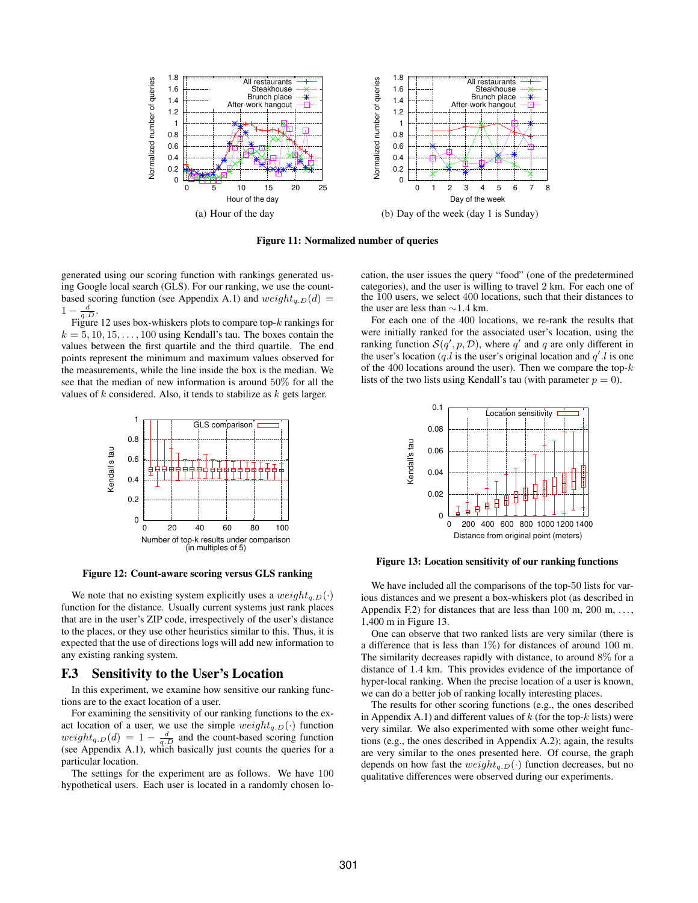1.8
1.6
1.4
1.2
1
0.8
0.6
0.4
0.2
0

Normalized number of queries

0 5 10 15 20 25

Hour of the day

All restaurants
Steakhouse
Brunch place
After-work hangout

(a) Hour of the day

1.8
1.6
1.4
1.2
1
0.8
0.6
0.4
0.2
0

Normalized number of queries

0 1 2 3 4 5 6 7 8

Day of the week

All restaurants
Steakhouse
Brunch place
After-work hangout

(b) Day of the week (day 1 is Sunday)

**Figure 11: Normalized number of queries**

generated using our scoring function with rankings generated using Google local search (GLS). For our ranking, we use the count-based scoring function (see Appendix A.1) and $weight_{q.D}(d) = 1 - \frac{d}{q.D}$.

Figure 12 uses box-whiskers plots to compare top-$k$ rankings for $k = 5, 10, 15, \ldots, 100$ using Kendall's tau. The boxes contain the values between the first quartile and the third quartile. The end points represent the minimum and maximum values observed for the measurements, while the line inside the box is the median. We see that the median of new information is around 50% for all the values of $k$ considered. Also, it tends to stabilize as $k$ gets larger.

1
0.8
0.6
0.4
0.2
0

Kendall's tau

GLS comparison

0 20 40 60 80 100

Number of top-k results under comparison
(in multiples of 5)

**Figure 12: Count-aware scoring versus GLS ranking**

We note that no existing system explicitly uses a $weight_{q.D}(\cdot)$ function for the distance. Usually current systems just rank places that are in the user's ZIP code, irrespectively of the user's distance to the places, or they use other heuristics similar to this. Thus, it is expected that the use of directions logs will add new information to any existing ranking system.

## F.3 Sensitivity to the User's Location

In this experiment, we examine how sensitive our ranking functions are to the exact location of a user.

For examining the sensitivity of our ranking functions to the exact location of a user, we use the simple $weight_{q.D}(\cdot)$ function $weight_{q.D}(d) = 1 - \frac{d}{q.D}$ and the count-based scoring function (see Appendix A.1), which basically just counts the queries for a particular location.

The settings for the experiment are as follows. We have 100 hypothetical users. Each user is located in a randomly chosen location, the user issues the query "food" (one of the predetermined categories), and the user is willing to travel 2 km. For each one of the 100 users, we select 400 locations, such that their distances to the user are less than ~1.4 km.

For each one of the 400 locations, we re-rank the results that were initially ranked for the associated user's location, using the ranking function $\mathcal{S}(q', p, \mathcal{D})$, where $q'$ and $q$ are only different in the user's location ($q.l$ is the user's original location and $q'.l$ is one of the 400 locations around the user). Then we compare the top-$k$ lists of the two lists using Kendall's tau (with parameter $p = 0$).

0.1
0.08
0.06
0.04
0.02
0

Kendall's tau

Location sensitivity

0 200 400 600 800 1000 1200 1400

Distance from original point (meters)

**Figure 13: Location sensitivity of our ranking functions**

We have included all the comparisons of the top-50 lists for various distances and we present a box-whiskers plot (as described in Appendix F.2) for distances that are less than 100 m, 200 m, ..., 1,400 m in Figure 13.

One can observe that two ranked lists are very similar (there is a difference that is less than 1%) for distances of around 100 m. The similarity decreases rapidly with distance, to around 8% for a distance of 1.4 km. This provides evidence of the importance of hyper-local ranking. When the precise location of a user is known, we can do a better job of ranking locally interesting places.

The results for other scoring functions (e.g., the ones described in Appendix A.1) and different values of $k$ (for the top-$k$ lists) were very similar. We also experimented with some other weight functions (e.g., the ones described in Appendix A.2); again, the results are very similar to the ones presented here. Of course, the graph depends on how fast the $weight_{q.D}(\cdot)$ function decreases, but no qualitative differences were observed during our experiments.